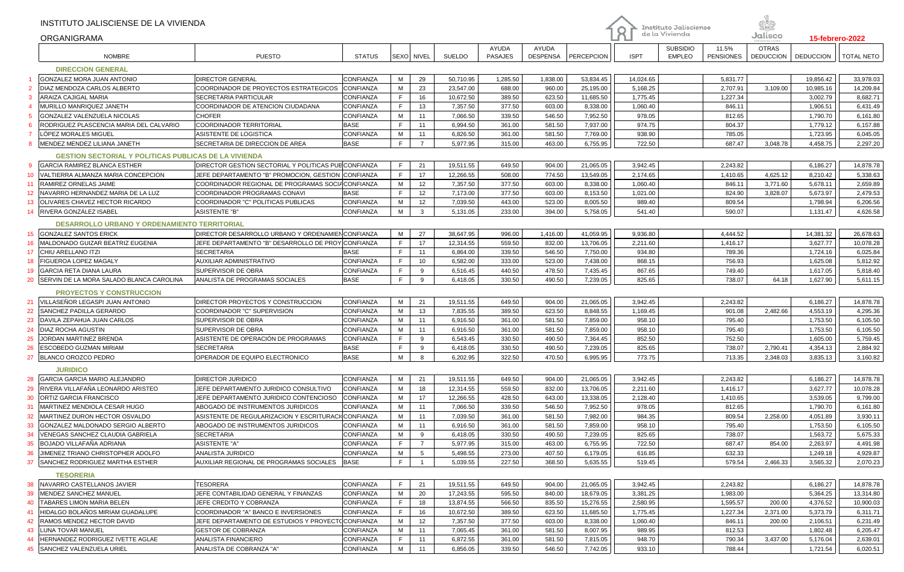# INSTITUTO JALISCIENSE DE LA VIVIENDA

## ORGANIGRAMA

**15-febrero-2022**

| | NOMBRE | PUESTO | STATUS | SEXO | NIVEL | SUELDO | AYUDA PASAJES | AYUDA DESPENSA | PERCEPCION | ISPT | SUBSIDIO EMPLEO | 11.5% PENSIONES | OTRAS DEDUCCION | DEDUCCION | TOTAL NETO |
|---|---|---|---|---|---|---|---|---|---|---|---|---|---|---|---|
| | **DIRECCION GENERAL** | | | | | | | | | | | | | | |
| 1 | GONZALEZ MORA JUAN ANTONIO | DIRECTOR GENERAL | CONFIANZA | M | 29 | 50,710.95 | 1,285.50 | 1,838.00 | 53,834.45 | 14,024.65 | | 5,831.77 | | 19,856.42 | 33,978.03 |
| 2 | DIAZ MENDOZA CARLOS ALBERTO | COORDINADOR DE PROYECTOS ESTRATEGICOS | CONFIANZA | M | 23 | 23,547.00 | 688.00 | 960.00 | 25,195.00 | 5,168.25 | | 2,707.91 | 3,109.00 | 10,985.16 | 14,209.84 |
| 3 | ARAIZA CAJIGAL MARIA | SECRETARIA PARTICULAR | CONFIANZA | F | 16 | 10,672.50 | 389.50 | 623.50 | 11,685.50 | 1,775.45 | | 1,227.34 | | 3,002.79 | 8,682.71 |
| 4 | MURILLO MANRIQUEZ JANETH | COORDINADOR DE ATENCION CIUDADANA | CONFIANZA | F | 13 | 7,357.50 | 377.50 | 603.00 | 8,338.00 | 1,060.40 | | 846.11 | | 1,906.51 | 6,431.49 |
| 5 | GONZALEZ VALENZUELA NICOLAS | CHOFER | CONFIANZA | M | 11 | 7,066.50 | 339.50 | 546.50 | 7,952.50 | 978.05 | | 812.65 | | 1,790.70 | 6,161.80 |
| 6 | RODRIGUEZ PLASCENCIA MARIA DEL CALVARIO | COORDINADOR TERRITORIAL | BASE | F | 11 | 6,994.50 | 361.00 | 581.50 | 7,937.00 | 974.75 | | 804.37 | | 1,779.12 | 6,157.88 |
| 7 | LÓPEZ MORALES MIGUEL | ASISTENTE DE LOGISTICA | CONFIANZA | M | 11 | 6,826.50 | 361.00 | 581.50 | 7,769.00 | 938.90 | | 785.05 | | 1,723.95 | 6,045.05 |
| 8 | MENDEZ MENDEZ LILIANA JANETH | SECRETARIA DE DIRECCION DE AREA | BASE | F | 7 | 5,977.95 | 315.00 | 463.00 | 6,755.95 | 722.50 | | 687.47 | 3,048.78 | 4,458.75 | 2,297.20 |
| | **GESTION SECTORIAL Y POLITICAS PUBLICAS DE LA VIVIENDA** | | | | | | | | | | | | | | |
| 9 | GARCIA RAMIREZ BLANCA ESTHER | DIRECTOR GESTION SECTORIAL Y POLITICAS PUB | CONFIANZA | F | 21 | 19,511.55 | 649.50 | 904.00 | 21,065.05 | 3,942.45 | | 2,243.82 | | 6,186.27 | 14,878.78 |
| 10 | VALTIERRA ALMANZA MARIA CONCEPCION | JEFE DEPARTAMENTO "B" PROMOCION, GESTION | CONFIANZA | F | 17 | 12,266.55 | 508.00 | 774.50 | 13,549.05 | 2,174.65 | | 1,410.65 | 4,625.12 | 8,210.42 | 5,338.63 |
| 11 | RAMIREZ ORNELAS JAIME | COORDINADOR REGIONAL DE PROGRAMAS SOCIA | CONFIANZA | M | 12 | 7,357.50 | 377.50 | 603.00 | 8,338.00 | 1,060.40 | | 846.11 | 3,771.60 | 5,678.11 | 2,659.89 |
| 12 | NAVARRO HERNANDEZ MARIA DE LA LUZ | COORDINADOR PROGRAMAS CONAVI | BASE | F | 12 | 7,173.00 | 377.50 | 603.00 | 8,153.50 | 1,021.00 | | 824.90 | 3,828.07 | 5,673.97 | 2,479.53 |
| 13 | OLIVARES CHAVEZ HECTOR RICARDO | COORDINADOR "C" POLITICAS PUBLICAS | CONFIANZA | M | 12 | 7,039.50 | 443.00 | 523.00 | 8,005.50 | 989.40 | | 809.54 | | 1,798.94 | 6,206.56 |
| 14 | RIVERA GONZÁLEZ ISABEL | ASISTENTE "B" | CONFIANZA | M | 3 | 5,131.05 | 233.00 | 394.00 | 5,758.05 | 541.40 | | 590.07 | | 1,131.47 | 4,626.58 |
| | **DESARROLLO URBANO Y ORDENAMIENTO TERRITORIAL** | | | | | | | | | | | | | | |
| 15 | GONZALEZ SANTOS ERICK | DIRECTOR DESARROLLO URBANO Y ORDENAMIEN | CONFIANZA | M | 27 | 38,647.95 | 996.00 | 1,416.00 | 41,059.95 | 9,936.80 | | 4,444.52 | | 14,381.32 | 26,678.63 |
| 16 | MALDONADO GUIZAR BEATRIZ EUGENIA | JEFE DEPARTAMENTO "B" DESARROLLO DE PROY | CONFIANZA | F | 17 | 12,314.55 | 559.50 | 832.00 | 13,706.05 | 2,211.60 | | 1,416.17 | | 3,627.77 | 10,078.28 |
| 17 | CHIU ARELLANO ITZI | SECRETARIA | BASE | F | 11 | 6,864.00 | 339.50 | 546.50 | 7,750.00 | 934.80 | | 789.36 | | 1,724.16 | 6,025.84 |
| 18 | FIGUEROA LOPEZ MAGALY | AUXILIAR ADMINISTRATIVO | CONFIANZA | F | 10 | 6,582.00 | 333.00 | 523.00 | 7,438.00 | 868.15 | | 756.93 | | 1,625.08 | 5,812.92 |
| 19 | GARCIA RETA DIANA LAURA | SUPERVISOR DE OBRA | CONFIANZA | F | 9 | 6,516.45 | 440.50 | 478.50 | 7,435.45 | 867.65 | | 749.40 | | 1,617.05 | 5,818.40 |
| 20 | SERVIN DE LA MORA SALADO BLANCA CAROLINA | ANALISTA DE PROGRAMAS SOCIALES | BASE | F | 9 | 6,418.05 | 330.50 | 490.50 | 7,239.05 | 825.65 | | 738.07 | 64.18 | 1,627.90 | 5,611.15 |
| | **PROYECTOS Y CONSTRUCCION** | | | | | | | | | | | | | | |
| 21 | VILLASEÑOR LEGASPI JUAN ANTONIO | DIRECTOR PROYECTOS Y CONSTRUCCION | CONFIANZA | M | 21 | 19,511.55 | 649.50 | 904.00 | 21,065.05 | 3,942.45 | | 2,243.82 | | 6,186.27 | 14,878.78 |
| 22 | SANCHEZ PADILLA GERARDO | COORDINADOR "C" SUPERVISION | CONFIANZA | M | 13 | 7,835.55 | 389.50 | 623.50 | 8,848.55 | 1,169.45 | | 901.08 | 2,482.66 | 4,553.19 | 4,295.36 |
| 23 | DAVILA ZEPAHUA JUAN CARLOS | SUPERVISOR DE OBRA | CONFIANZA | M | 11 | 6,916.50 | 361.00 | 581.50 | 7,859.00 | 958.10 | | 795.40 | | 1,753.50 | 6,105.50 |
| 24 | DIAZ ROCHA AGUSTIN | SUPERVISOR DE OBRA | CONFIANZA | M | 11 | 6,916.50 | 361.00 | 581.50 | 7,859.00 | 958.10 | | 795.40 | | 1,753.50 | 6,105.50 |
| 25 | JORDAN MARTINEZ BRENDA | ASISTENTE DE OPERACIÓN DE PROGRAMAS | CONFIANZA | F | 9 | 6,543.45 | 330.50 | 490.50 | 7,364.45 | 852.50 | | 752.50 | | 1,605.00 | 5,759.45 |
| 26 | ESCOBEDO GUZMAN MIRIAM | SECRETARIA | BASE | F | 9 | 6,418.05 | 330.50 | 490.50 | 7,239.05 | 825.65 | | 738.07 | 2,790.41 | 4,354.13 | 2,884.92 |
| 27 | BLANCO OROZCO PEDRO | OPERADOR DE EQUIPO ELECTRONICO | BASE | M | 8 | 6,202.95 | 322.50 | 470.50 | 6,995.95 | 773.75 | | 713.35 | 2,348.03 | 3,835.13 | 3,160.82 |
| | **JURIDICO** | | | | | | | | | | | | | | |
| 28 | GARCIA GARCIA MARIO ALEJANDRO | DIRECTOR JURIDICO | CONFIANZA | M | 21 | 19,511.55 | 649.50 | 904.00 | 21,065.05 | 3,942.45 | | 2,243.82 | | 6,186.27 | 14,878.78 |
| 29 | RIVERA VILLAFAÑA LEONARDO ARISTEO | JEFE DEPARTAMENTO JURIDICO CONSULTIVO | CONFIANZA | M | 18 | 12,314.55 | 559.50 | 832.00 | 13,706.05 | 2,211.60 | | 1,416.17 | | 3,627.77 | 10,078.28 |
| 30 | ORTIZ GARCIA FRANCISCO | JEFE DEPARTAMENTO JURIDICO CONTENCIOSO | CONFIANZA | M | 17 | 12,266.55 | 428.50 | 643.00 | 13,338.05 | 2,128.40 | | 1,410.65 | | 3,539.05 | 9,799.00 |
| 31 | MARTINEZ MENDIOLA CESAR HUGO | ABOGADO DE INSTRUMENTOS JURIDICOS | CONFIANZA | M | 11 | 7,066.50 | 339.50 | 546.50 | 7,952.50 | 978.05 | | 812.65 | | 1,790.70 | 6,161.80 |
| 32 | MARTINEZ DURON HECTOR OSVALDO | ASISTENTE DE REGULARIZACION Y ESCRITURACI | CONFIANZA | M | 11 | 7,039.50 | 361.00 | 581.50 | 7,982.00 | 984.35 | | 809.54 | 2,258.00 | 4,051.89 | 3,930.11 |
| 33 | GONZALEZ MALDONADO SERGIO ALBERTO | ABOGADO DE INSTRUMENTOS JURIDICOS | CONFIANZA | M | 11 | 6,916.50 | 361.00 | 581.50 | 7,859.00 | 958.10 | | 795.40 | | 1,753.50 | 6,105.50 |
| 34 | VENEGAS SANCHEZ CLAUDIA GABRIELA | SECRETARIA | CONFIANZA | M | 9 | 6,418.05 | 330.50 | 490.50 | 7,239.05 | 825.65 | | 738.07 | | 1,563.72 | 5,675.33 |
| 35 | BOJADO VILLAFAÑA ADRIANA | ASISTENTE "A" | CONFIANZA | F | 7 | 5,977.95 | 315.00 | 463.00 | 6,755.95 | 722.50 | | 687.47 | 854.00 | 2,263.97 | 4,491.98 |
| 36 | JIMENEZ TRIANO CHRISTOPHER ADOLFO | ANALISTA JURIDICO | CONFIANZA | M | 5 | 5,498.55 | 273.00 | 407.50 | 6,179.05 | 616.85 | | 632.33 | | 1,249.18 | 4,929.87 |
| 37 | SANCHEZ RODRIGUEZ MARTHA ESTHER | AUXILIAR REGIONAL DE PROGRAMAS SOCIALES | BASE | F | 1 | 5,039.55 | 227.50 | 368.50 | 5,635.55 | 519.45 | | 579.54 | 2,466.33 | 3,565.32 | 2,070.23 |
| | **TESORERIA** | | | | | | | | | | | | | | |
| 38 | NAVARRO CASTELLANOS JAVIER | TESORERA | CONFIANZA | F | 21 | 19,511.55 | 649.50 | 904.00 | 21,065.05 | 3,942.45 | | 2,243.82 | | 6,186.27 | 14,878.78 |
| 39 | MENDEZ SANCHEZ MANUEL | JEFE CONTABILIDAD GENERAL Y FINANZAS | CONFIANZA | M | 20 | 17,243.55 | 595.50 | 840.00 | 18,679.05 | 3,381.25 | | 1,983.00 | | 5,364.25 | 13,314.80 |
| 40 | TABARES LIMON MARIA BELEN | JEFE CREDITO Y COBRANZA | CONFIANZA | F | 18 | 13,874.55 | 566.50 | 835.50 | 15,276.55 | 2,580.95 | | 1,595.57 | 200.00 | 4,376.52 | 10,900.03 |
| 41 | HIDALGO BOLAÑOS MIRIAM GUADALUPE | COORDINADOR "A" BANCO E INVERSIONES | CONFIANZA | F | 16 | 10,672.50 | 389.50 | 623.50 | 11,685.50 | 1,775.45 | | 1,227.34 | 2,371.00 | 5,373.79 | 6,311.71 |
| 42 | RAMOS MENDEZ HECTOR DAVID | JEFE DEPARTAMENTO DE ESTUDIOS Y PROYECTO | CONFIANZA | M | 12 | 7,357.50 | 377.50 | 603.00 | 8,338.00 | 1,060.40 | | 846.11 | 200.00 | 2,106.51 | 6,231.49 |
| 43 | LUNA TOVAR MANUEL | GESTOR DE COBRANZA | CONFIANZA | M | 11 | 7,065.45 | 361.00 | 581.50 | 8,007.95 | 989.95 | | 812.53 | | 1,802.48 | 6,205.47 |
| 44 | HERNANDEZ RODRIGUEZ IVETTE AGLAE | ANALISTA FINANCIERO | CONFIANZA | F | 11 | 6,872.55 | 361.00 | 581.50 | 7,815.05 | 948.70 | | 790.34 | 3,437.00 | 5,176.04 | 2,639.01 |
| 45 | SANCHEZ VALENZUELA URIEL | ANALISTA DE COBRANZA "A" | CONFIANZA | M | 11 | 6,856.05 | 339.50 | 546.50 | 7,742.05 | 933.10 | | 788.44 | | 1,721.54 | 6,020.51 |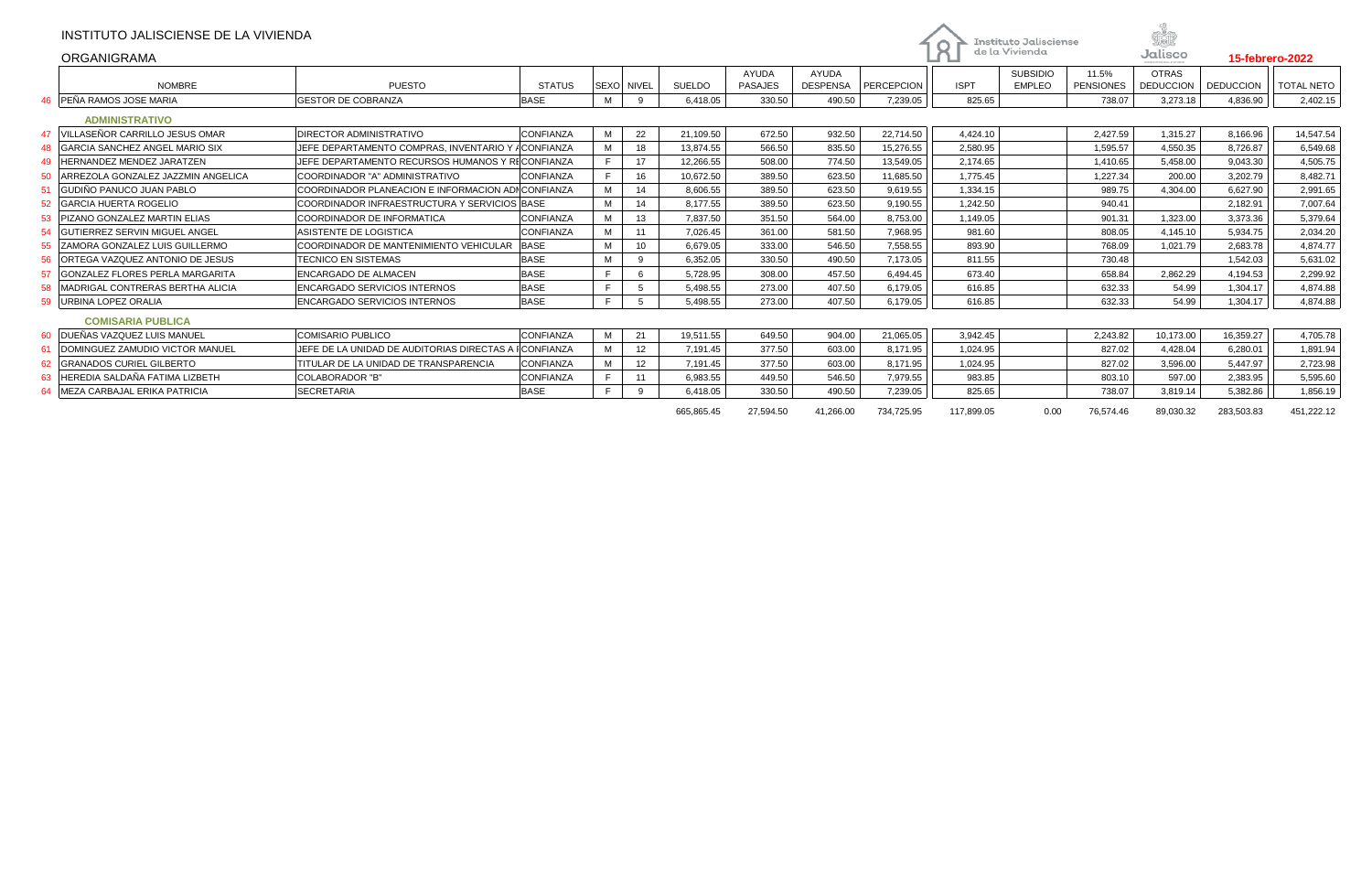INSTITUTO JALISCIENSE DE LA VIVIENDA

ORGANIGRAMA

Instituto Jalisciense de la Vivienda — Jalisco

**15-febrero-2022**

| | NOMBRE | PUESTO | STATUS | SEXO | NIVEL | SUELDO | AYUDA PASAJES | AYUDA DESPENSA | PERCEPCION | ISPT | SUBSIDIO EMPLEO | 11.5% PENSIONES | OTRAS DEDUCCION | DEDUCCION | TOTAL NETO |
|---|---|---|---|---|---|---|---|---|---|---|---|---|---|---|---|
| 46 | PEÑA RAMOS JOSE MARIA | GESTOR DE COBRANZA | BASE | M | 9 | 6,418.05 | 330.50 | 490.50 | 7,239.05 | 825.65 | | 738.07 | 3,273.18 | 4,836.90 | 2,402.15 |
| | **ADMINISTRATIVO** | | | | | | | | | | | | | | |
| 47 | VILLASEÑOR CARRILLO JESUS OMAR | DIRECTOR ADMINISTRATIVO | CONFIANZA | M | 22 | 21,109.50 | 672.50 | 932.50 | 22,714.50 | 4,424.10 | | 2,427.59 | 1,315.27 | 8,166.96 | 14,547.54 |
| 48 | GARCIA SANCHEZ ANGEL MARIO SIX | JEFE DEPARTAMENTO COMPRAS, INVENTARIO Y A | CONFIANZA | M | 18 | 13,874.55 | 566.50 | 835.50 | 15,276.55 | 2,580.95 | | 1,595.57 | 4,550.35 | 8,726.87 | 6,549.68 |
| 49 | HERNANDEZ MENDEZ JARATZEN | JEFE DEPARTAMENTO RECURSOS HUMANOS Y RE | CONFIANZA | F | 17 | 12,266.55 | 508.00 | 774.50 | 13,549.05 | 2,174.65 | | 1,410.65 | 5,458.00 | 9,043.30 | 4,505.75 |
| 50 | ARREZOLA GONZALEZ JAZZMIN ANGELICA | COORDINADOR "A" ADMINISTRATIVO | CONFIANZA | F | 16 | 10,672.50 | 389.50 | 623.50 | 11,685.50 | 1,775.45 | | 1,227.34 | 200.00 | 3,202.79 | 8,482.71 |
| 51 | GUDIÑO PANUCO JUAN PABLO | COORDINADOR PLANEACION E INFORMACION ADM | CONFIANZA | M | 14 | 8,606.55 | 389.50 | 623.50 | 9,619.55 | 1,334.15 | | 989.75 | 4,304.00 | 6,627.90 | 2,991.65 |
| 52 | GARCIA HUERTA ROGELIO | COORDINADOR INFRAESTRUCTURA Y SERVICIOS | BASE | M | 14 | 8,177.55 | 389.50 | 623.50 | 9,190.55 | 1,242.50 | | 940.41 | | 2,182.91 | 7,007.64 |
| 53 | PIZANO GONZALEZ MARTIN ELIAS | COORDINADOR DE INFORMATICA | CONFIANZA | M | 13 | 7,837.50 | 351.50 | 564.00 | 8,753.00 | 1,149.05 | | 901.31 | 1,323.00 | 3,373.36 | 5,379.64 |
| 54 | GUTIERREZ SERVIN MIGUEL ANGEL | ASISTENTE DE LOGISTICA | CONFIANZA | M | 11 | 7,026.45 | 361.00 | 581.50 | 7,968.95 | 981.60 | | 808.05 | 4,145.10 | 5,934.75 | 2,034.20 |
| 55 | ZAMORA GONZALEZ LUIS GUILLERMO | COORDINADOR DE MANTENIMIENTO VEHICULAR | BASE | M | 10 | 6,679.05 | 333.00 | 546.50 | 7,558.55 | 893.90 | | 768.09 | 1,021.79 | 2,683.78 | 4,874.77 |
| 56 | ORTEGA VAZQUEZ ANTONIO DE JESUS | TECNICO EN SISTEMAS | BASE | M | 9 | 6,352.05 | 330.50 | 490.50 | 7,173.05 | 811.55 | | 730.48 | | 1,542.03 | 5,631.02 |
| 57 | GONZALEZ FLORES PERLA MARGARITA | ENCARGADO DE ALMACEN | BASE | F | 6 | 5,728.95 | 308.00 | 457.50 | 6,494.45 | 673.40 | | 658.84 | 2,862.29 | 4,194.53 | 2,299.92 |
| 58 | MADRIGAL CONTRERAS BERTHA ALICIA | ENCARGADO SERVICIOS INTERNOS | BASE | F | 5 | 5,498.55 | 273.00 | 407.50 | 6,179.05 | 616.85 | | 632.33 | 54.99 | 1,304.17 | 4,874.88 |
| 59 | URBINA LOPEZ ORALIA | ENCARGADO SERVICIOS INTERNOS | BASE | F | 5 | 5,498.55 | 273.00 | 407.50 | 6,179.05 | 616.85 | | 632.33 | 54.99 | 1,304.17 | 4,874.88 |
| | **COMISARIA PUBLICA** | | | | | | | | | | | | | | |
| 60 | DUEÑAS VAZQUEZ LUIS MANUEL | COMISARIO PUBLICO | CONFIANZA | M | 21 | 19,511.55 | 649.50 | 904.00 | 21,065.05 | 3,942.45 | | 2,243.82 | 10,173.00 | 16,359.27 | 4,705.78 |
| 61 | DOMINGUEZ ZAMUDIO VICTOR MANUEL | JEFE DE LA UNIDAD DE AUDITORIAS DIRECTAS A I | CONFIANZA | M | 12 | 7,191.45 | 377.50 | 603.00 | 8,171.95 | 1,024.95 | | 827.02 | 4,428.04 | 6,280.01 | 1,891.94 |
| 62 | GRANADOS CURIEL GILBERTO | TITULAR DE LA UNIDAD DE TRANSPARENCIA | CONFIANZA | M | 12 | 7,191.45 | 377.50 | 603.00 | 8,171.95 | 1,024.95 | | 827.02 | 3,596.00 | 5,447.97 | 2,723.98 |
| 63 | HEREDIA SALDAÑA FATIMA LIZBETH | COLABORADOR "B" | CONFIANZA | F | 11 | 6,983.55 | 449.50 | 546.50 | 7,979.55 | 983.85 | | 803.10 | 597.00 | 2,383.95 | 5,595.60 |
| 64 | MEZA CARBAJAL ERIKA PATRICIA | SECRETARIA | BASE | F | 9 | 6,418.05 | 330.50 | 490.50 | 7,239.05 | 825.65 | | 738.07 | 3,819.14 | 5,382.86 | 1,856.19 |
| | | | | | | 665,865.45 | 27,594.50 | 41,266.00 | 734,725.95 | 117,899.05 | 0.00 | 76,574.46 | 89,030.32 | 283,503.83 | 451,222.12 |